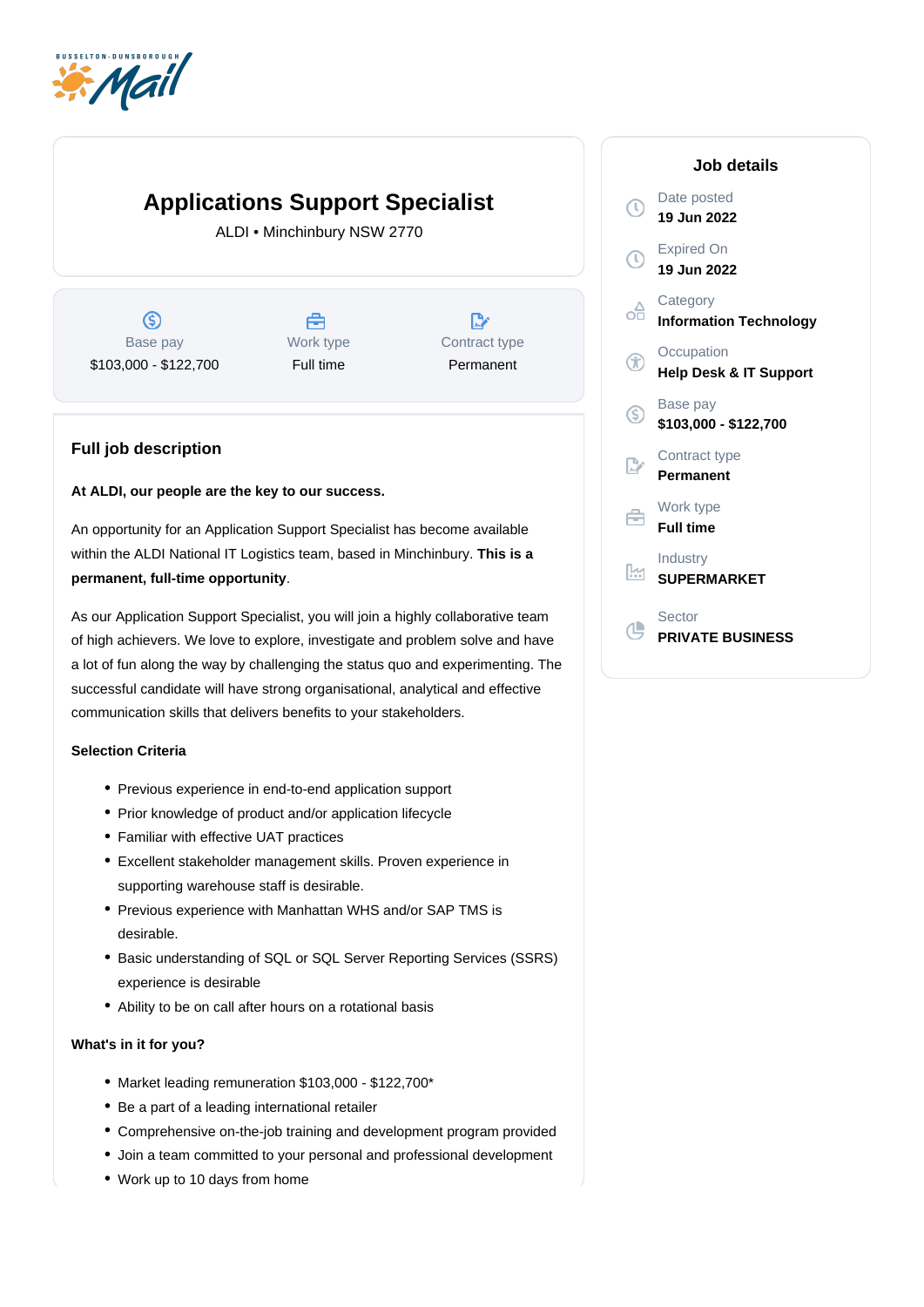# Applications Support Specialist

ALDI • Minchinbury NSW 2770

| Base pay | Work type | Contract type |
|---|---|---|
| $103,000 - $122,700 | Full time | Permanent |

## Full job description

**At ALDI, our people are the key to our success.**

An opportunity for an Application Support Specialist has become available within the ALDI National IT Logistics team, based in Minchinbury. **This is a permanent, full-time opportunity**.

As our Application Support Specialist, you will join a highly collaborative team of high achievers. We love to explore, investigate and problem solve and have a lot of fun along the way by challenging the status quo and experimenting. The successful candidate will have strong organisational, analytical and effective communication skills that delivers benefits to your stakeholders.

**Selection Criteria**

- Previous experience in end-to-end application support
- Prior knowledge of product and/or application lifecycle
- Familiar with effective UAT practices
- Excellent stakeholder management skills. Proven experience in supporting warehouse staff is desirable.
- Previous experience with Manhattan WHS and/or SAP TMS is desirable.
- Basic understanding of SQL or SQL Server Reporting Services (SSRS) experience is desirable
- Ability to be on call after hours on a rotational basis

**What's in it for you?**

- Market leading remuneration $103,000 - $122,700*
- Be a part of a leading international retailer
- Comprehensive on-the-job training and development program provided
- Join a team committed to your personal and professional development
- Work up to 10 days from home

## Job details

Date posted
**19 Jun 2022**

Expired On
**19 Jun 2022**

Category
**Information Technology**

Occupation
**Help Desk & IT Support**

Base pay
**$103,000 - $122,700**

Contract type
**Permanent**

Work type
**Full time**

Industry
**SUPERMARKET**

Sector
**PRIVATE BUSINESS**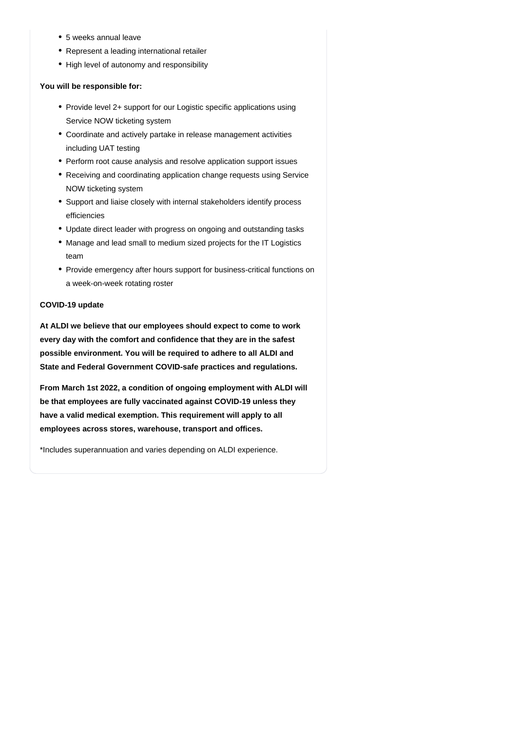- 5 weeks annual leave
- Represent a leading international retailer
- High level of autonomy and responsibility

**You will be responsible for:**

- Provide level 2+ support for our Logistic specific applications using Service NOW ticketing system
- Coordinate and actively partake in release management activities including UAT testing
- Perform root cause analysis and resolve application support issues
- Receiving and coordinating application change requests using Service NOW ticketing system
- Support and liaise closely with internal stakeholders identify process efficiencies
- Update direct leader with progress on ongoing and outstanding tasks
- Manage and lead small to medium sized projects for the IT Logistics team
- Provide emergency after hours support for business-critical functions on a week-on-week rotating roster

**COVID-19 update**

**At ALDI we believe that our employees should expect to come to work every day with the comfort and confidence that they are in the safest possible environment. You will be required to adhere to all ALDI and State and Federal Government COVID-safe practices and regulations.**

**From March 1st 2022, a condition of ongoing employment with ALDI will be that employees are fully vaccinated against COVID-19 unless they have a valid medical exemption. This requirement will apply to all employees across stores, warehouse, transport and offices.**

*Includes superannuation and varies depending on ALDI experience.